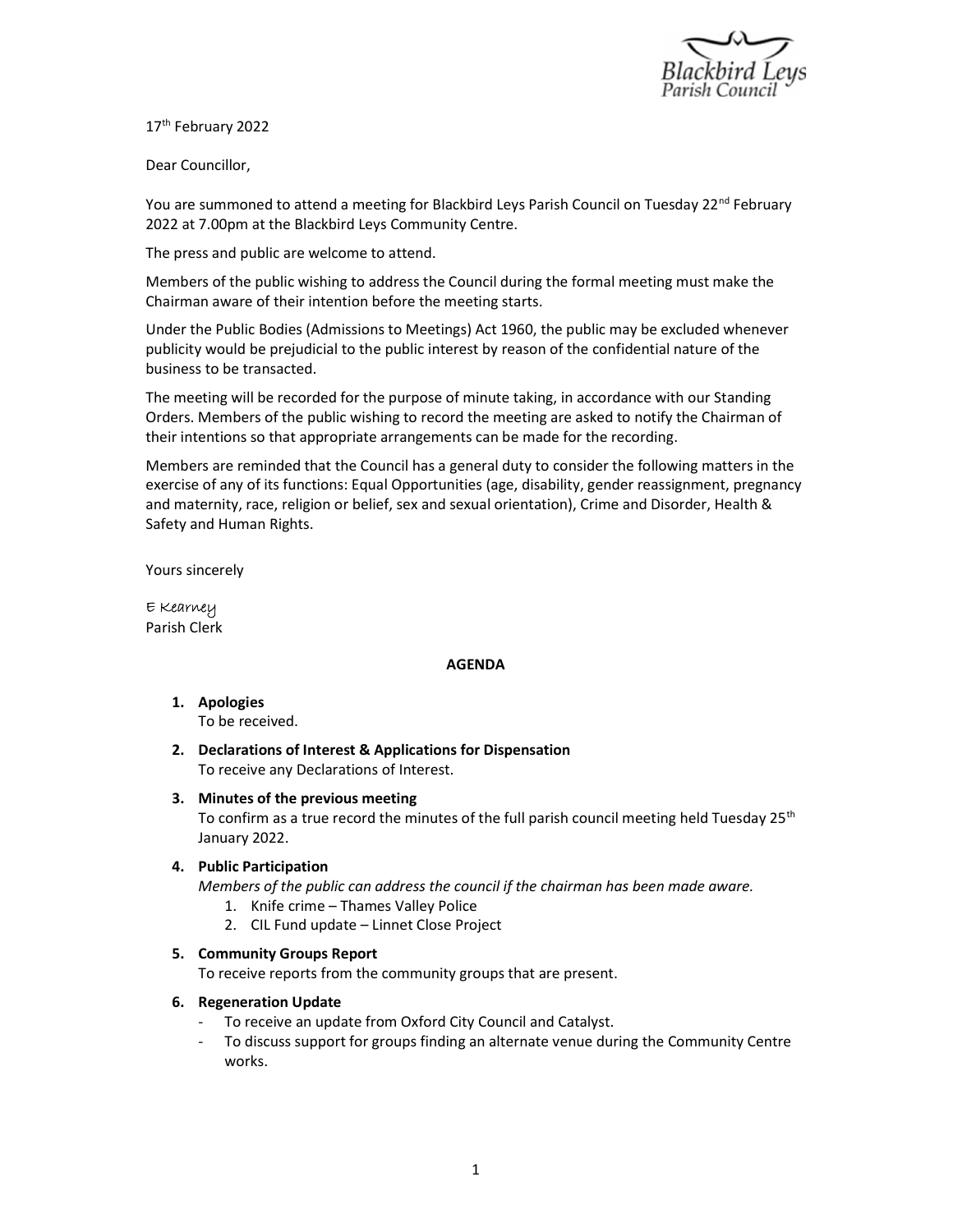Blackbird Leys
Parish Council

17th February 2022

Dear Councillor,

You are summoned to attend a meeting for Blackbird Leys Parish Council on Tuesday 22nd February 2022 at 7.00pm at the Blackbird Leys Community Centre.

The press and public are welcome to attend.

Members of the public wishing to address the Council during the formal meeting must make the Chairman aware of their intention before the meeting starts.

Under the Public Bodies (Admissions to Meetings) Act 1960, the public may be excluded whenever publicity would be prejudicial to the public interest by reason of the confidential nature of the business to be transacted.

The meeting will be recorded for the purpose of minute taking, in accordance with our Standing Orders. Members of the public wishing to record the meeting are asked to notify the Chairman of their intentions so that appropriate arrangements can be made for the recording.

Members are reminded that the Council has a general duty to consider the following matters in the exercise of any of its functions: Equal Opportunities (age, disability, gender reassignment, pregnancy and maternity, race, religion or belief, sex and sexual orientation), Crime and Disorder, Health & Safety and Human Rights.

Yours sincerely

E Kearney
Parish Clerk

## AGENDA

1. **Apologies**
   To be received.

2. **Declarations of Interest & Applications for Dispensation**
   To receive any Declarations of Interest.

3. **Minutes of the previous meeting**
   To confirm as a true record the minutes of the full parish council meeting held Tuesday 25th January 2022.

4. **Public Participation**
   *Members of the public can address the council if the chairman has been made aware.*
   1. Knife crime – Thames Valley Police
   2. CIL Fund update – Linnet Close Project

5. **Community Groups Report**
   To receive reports from the community groups that are present.

6. **Regeneration Update**
   - To receive an update from Oxford City Council and Catalyst.
   - To discuss support for groups finding an alternate venue during the Community Centre works.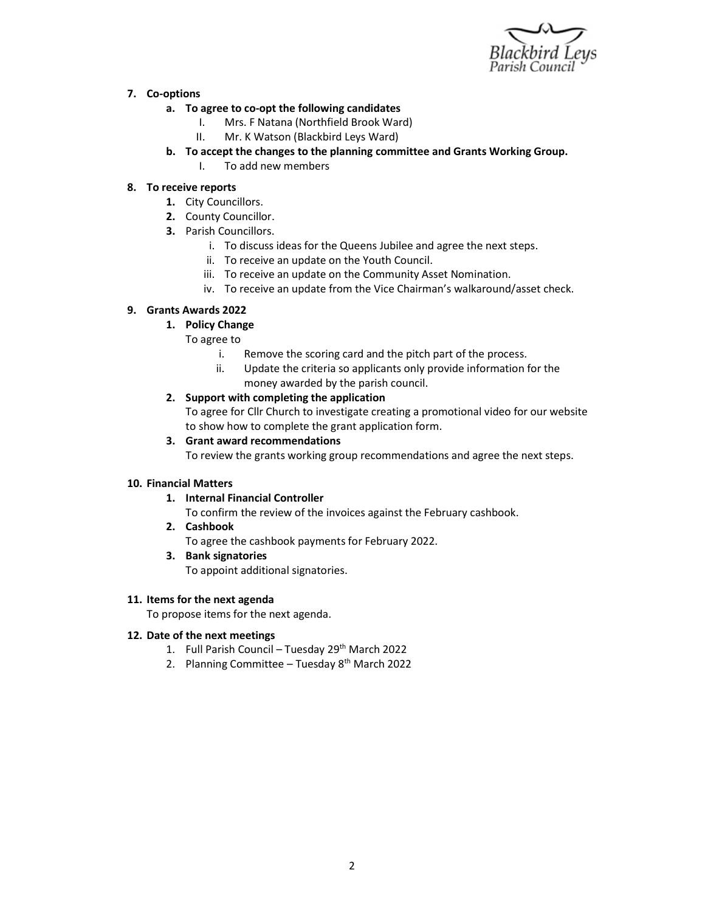**7. Co-options**

- **a. To agree to co-opt the following candidates**
  - I. Mrs. F Natana (Northfield Brook Ward)
  - II. Mr. K Watson (Blackbird Leys Ward)
- **b. To accept the changes to the planning committee and Grants Working Group.**
  - I. To add new members

**8. To receive reports**

1. City Councillors.
2. County Councillor.
3. Parish Councillors.
   - i. To discuss ideas for the Queens Jubilee and agree the next steps.
   - ii. To receive an update on the Youth Council.
   - iii. To receive an update on the Community Asset Nomination.
   - iv. To receive an update from the Vice Chairman's walkaround/asset check.

**9. Grants Awards 2022**

1. **Policy Change**

   To agree to
   - i. Remove the scoring card and the pitch part of the process.
   - ii. Update the criteria so applicants only provide information for the money awarded by the parish council.
2. **Support with completing the application**

   To agree for Cllr Church to investigate creating a promotional video for our website to show how to complete the grant application form.
3. **Grant award recommendations**

   To review the grants working group recommendations and agree the next steps.

**10. Financial Matters**

1. **Internal Financial Controller**

   To confirm the review of the invoices against the February cashbook.
2. **Cashbook**

   To agree the cashbook payments for February 2022.
3. **Bank signatories**

   To appoint additional signatories.

**11. Items for the next agenda**

To propose items for the next agenda.

**12. Date of the next meetings**

1. Full Parish Council – Tuesday 29th March 2022
2. Planning Committee – Tuesday 8th March 2022